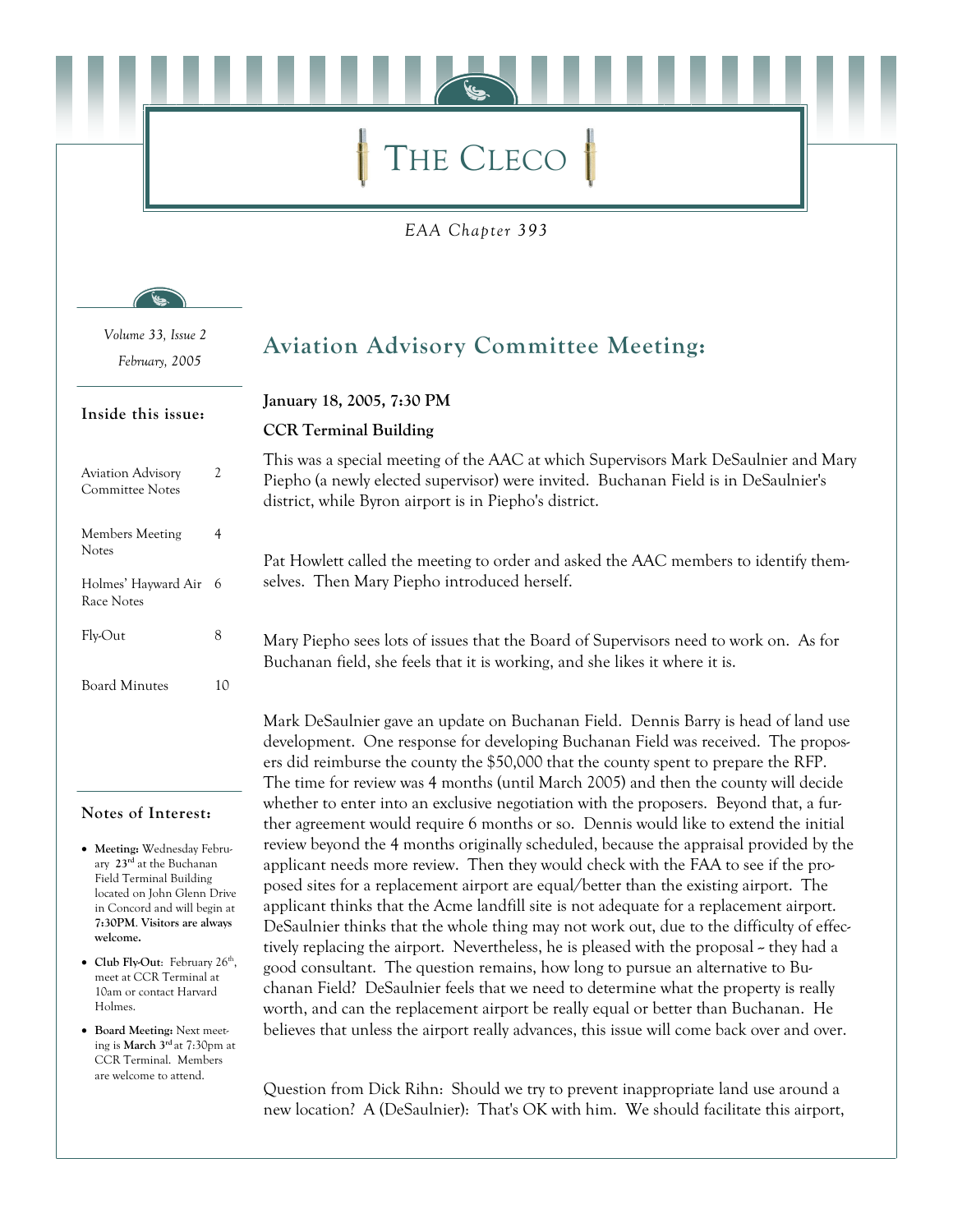# THE CLECO

*EAA Chapter 393*

*Volume 33, Issue 2*

*February, 2005*

**Inside this issue:**

| | |
|---|---|
| Aviation Advisory Committee Notes | 2 |
| Members Meeting Notes | 4 |
| Holmes' Hayward Air Race Notes | 6 |
| Fly-Out | 8 |
| Board Minutes | 10 |

**Notes of Interest:**

- **Meeting:** Wednesday February **23rd** at the Buchanan Field Terminal Building located on John Glenn Drive in Concord and will begin at **7:30PM. Visitors are always welcome.**
- **Club Fly-Out**: February 26th, meet at CCR Terminal at 10am or contact Harvard Holmes.
- **Board Meeting:** Next meeting is **March 3rd** at 7:30pm at CCR Terminal. Members are welcome to attend.

## Aviation Advisory Committee Meeting:

**January 18, 2005, 7:30 PM**

**CCR Terminal Building**

This was a special meeting of the AAC at which Supervisors Mark DeSaulnier and Mary Piepho (a newly elected supervisor) were invited. Buchanan Field is in DeSaulnier's district, while Byron airport is in Piepho's district.

Pat Howlett called the meeting to order and asked the AAC members to identify themselves. Then Mary Piepho introduced herself.

Mary Piepho sees lots of issues that the Board of Supervisors need to work on. As for Buchanan field, she feels that it is working, and she likes it where it is.

Mark DeSaulnier gave an update on Buchanan Field. Dennis Barry is head of land use development. One response for developing Buchanan Field was received. The proposers did reimburse the county the $50,000 that the county spent to prepare the RFP. The time for review was 4 months (until March 2005) and then the county will decide whether to enter into an exclusive negotiation with the proposers. Beyond that, a further agreement would require 6 months or so. Dennis would like to extend the initial review beyond the 4 months originally scheduled, because the appraisal provided by the applicant needs more review. Then they would check with the FAA to see if the proposed sites for a replacement airport are equal/better than the existing airport. The applicant thinks that the Acme landfill site is not adequate for a replacement airport. DeSaulnier thinks that the whole thing may not work out, due to the difficulty of effectively replacing the airport. Nevertheless, he is pleased with the proposal -- they had a good consultant. The question remains, how long to pursue an alternative to Buchanan Field? DeSaulnier feels that we need to determine what the property is really worth, and can the replacement airport be really equal or better than Buchanan. He believes that unless the airport really advances, this issue will come back over and over.

Question from Dick Rihn: Should we try to prevent inappropriate land use around a new location? A (DeSaulnier): That's OK with him. We should facilitate this airport,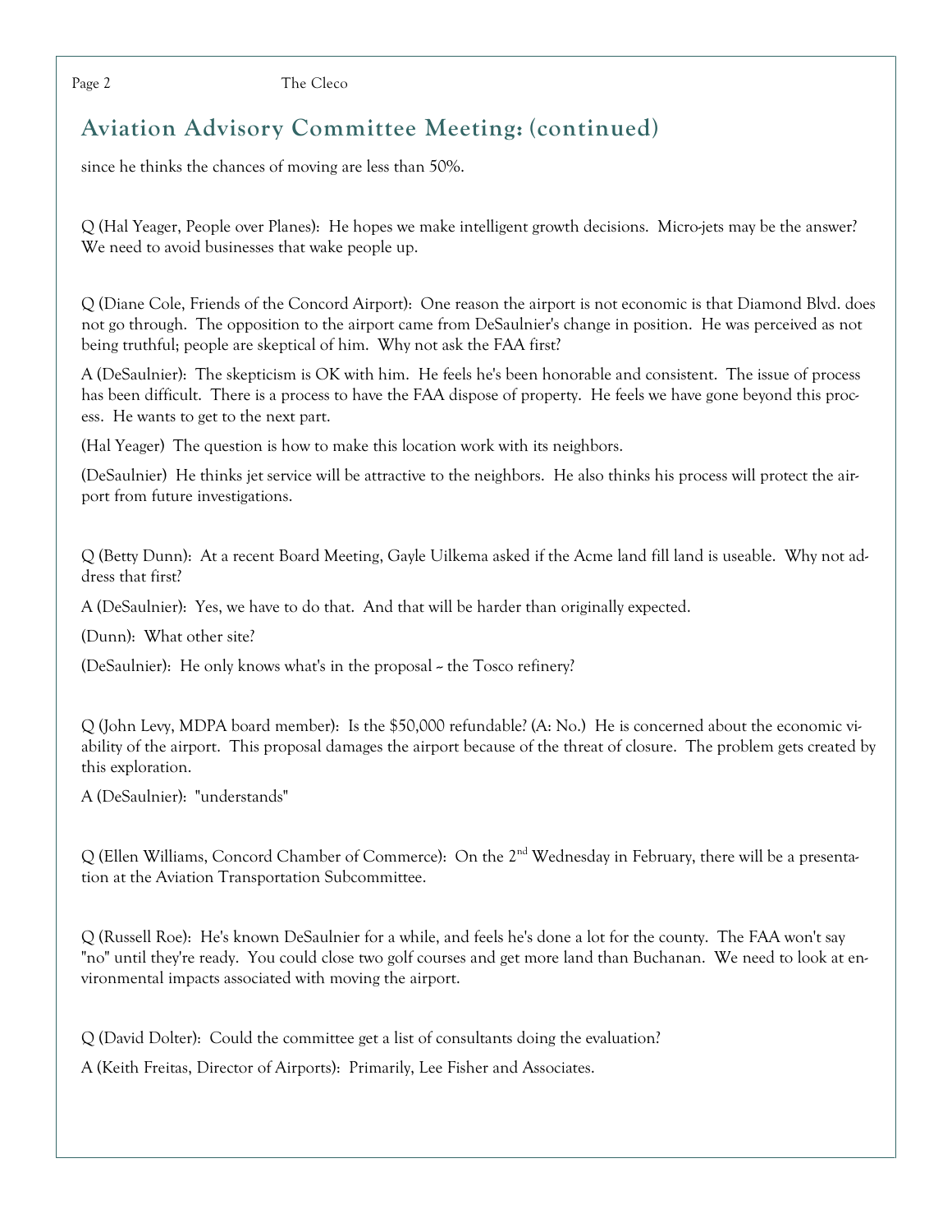## Aviation Advisory Committee Meeting: (continued)

since he thinks the chances of moving are less than 50%.

Q (Hal Yeager, People over Planes): He hopes we make intelligent growth decisions. Micro-jets may be the answer? We need to avoid businesses that wake people up.

Q (Diane Cole, Friends of the Concord Airport): One reason the airport is not economic is that Diamond Blvd. does not go through. The opposition to the airport came from DeSaulnier's change in position. He was perceived as not being truthful; people are skeptical of him. Why not ask the FAA first?

A (DeSaulnier): The skepticism is OK with him. He feels he's been honorable and consistent. The issue of process has been difficult. There is a process to have the FAA dispose of property. He feels we have gone beyond this process. He wants to get to the next part.

(Hal Yeager) The question is how to make this location work with its neighbors.

(DeSaulnier) He thinks jet service will be attractive to the neighbors. He also thinks his process will protect the airport from future investigations.

Q (Betty Dunn): At a recent Board Meeting, Gayle Uilkema asked if the Acme land fill land is useable. Why not address that first?

A (DeSaulnier): Yes, we have to do that. And that will be harder than originally expected.

(Dunn): What other site?

(DeSaulnier): He only knows what's in the proposal -- the Tosco refinery?

Q (John Levy, MDPA board member): Is the $50,000 refundable? (A: No.) He is concerned about the economic viability of the airport. This proposal damages the airport because of the threat of closure. The problem gets created by this exploration.

A (DeSaulnier): "understands"

Q (Ellen Williams, Concord Chamber of Commerce): On the 2nd Wednesday in February, there will be a presentation at the Aviation Transportation Subcommittee.

Q (Russell Roe): He's known DeSaulnier for a while, and feels he's done a lot for the county. The FAA won't say "no" until they're ready. You could close two golf courses and get more land than Buchanan. We need to look at environmental impacts associated with moving the airport.

Q (David Dolter): Could the committee get a list of consultants doing the evaluation?

A (Keith Freitas, Director of Airports): Primarily, Lee Fisher and Associates.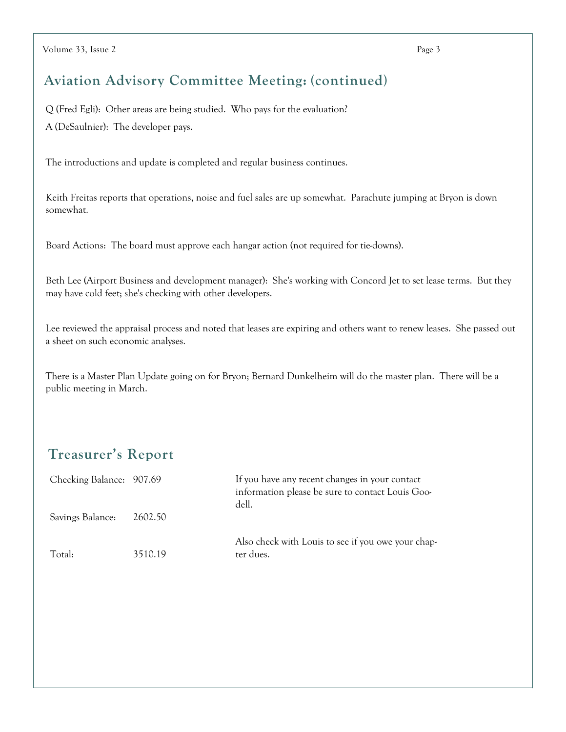## Aviation Advisory Committee Meeting: (continued)

Q (Fred Egli): Other areas are being studied. Who pays for the evaluation?

A (DeSaulnier): The developer pays.

The introductions and update is completed and regular business continues.

Keith Freitas reports that operations, noise and fuel sales are up somewhat. Parachute jumping at Bryon is down somewhat.

Board Actions: The board must approve each hangar action (not required for tie-downs).

Beth Lee (Airport Business and development manager): She's working with Concord Jet to set lease terms. But they may have cold feet; she's checking with other developers.

Lee reviewed the appraisal process and noted that leases are expiring and others want to renew leases. She passed out a sheet on such economic analyses.

There is a Master Plan Update going on for Bryon; Bernard Dunkelheim will do the master plan. There will be a public meeting in March.

## Treasurer's Report

| | |
|---|---|
| Checking Balance: | 907.69 |
| Savings Balance: | 2602.50 |
| Total: | 3510.19 |

If you have any recent changes in your contact information please be sure to contact Louis Goodell.

Also check with Louis to see if you owe your chapter dues.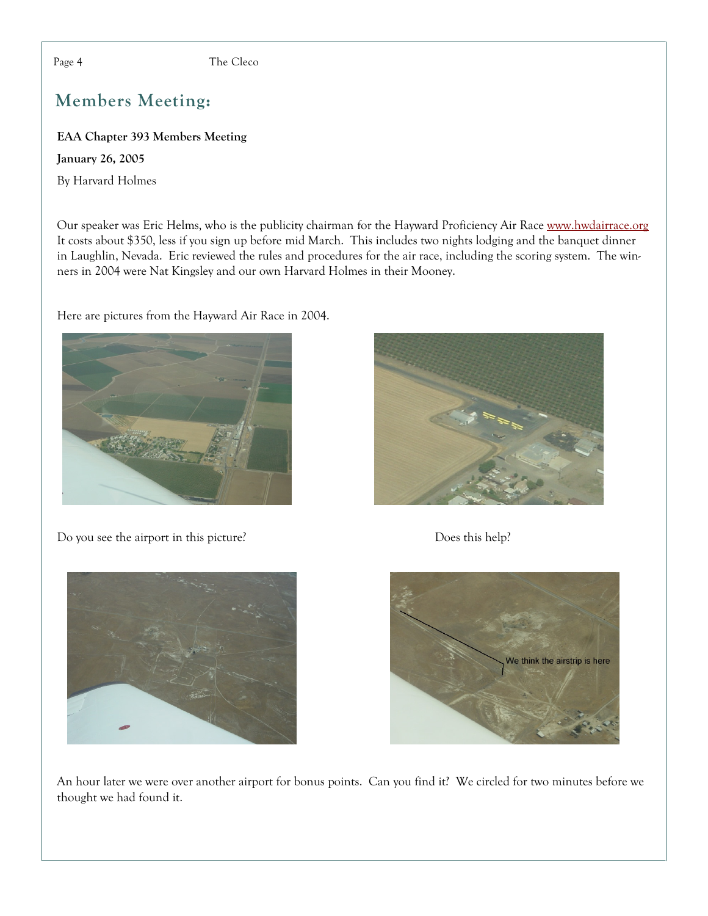## Members Meeting:

**EAA Chapter 393 Members Meeting**

**January 26, 2005**

By Harvard Holmes

Our speaker was Eric Helms, who is the publicity chairman for the Hayward Proficiency Air Race www.hwdairrace.org It costs about $350, less if you sign up before mid March. This includes two nights lodging and the banquet dinner in Laughlin, Nevada. Eric reviewed the rules and procedures for the air race, including the scoring system. The winners in 2004 were Nat Kingsley and our own Harvard Holmes in their Mooney.

Here are pictures from the Hayward Air Race in 2004.

Do you see the airport in this picture?

Does this help?

We think the airstrip is here

An hour later we were over another airport for bonus points. Can you find it? We circled for two minutes before we thought we had found it.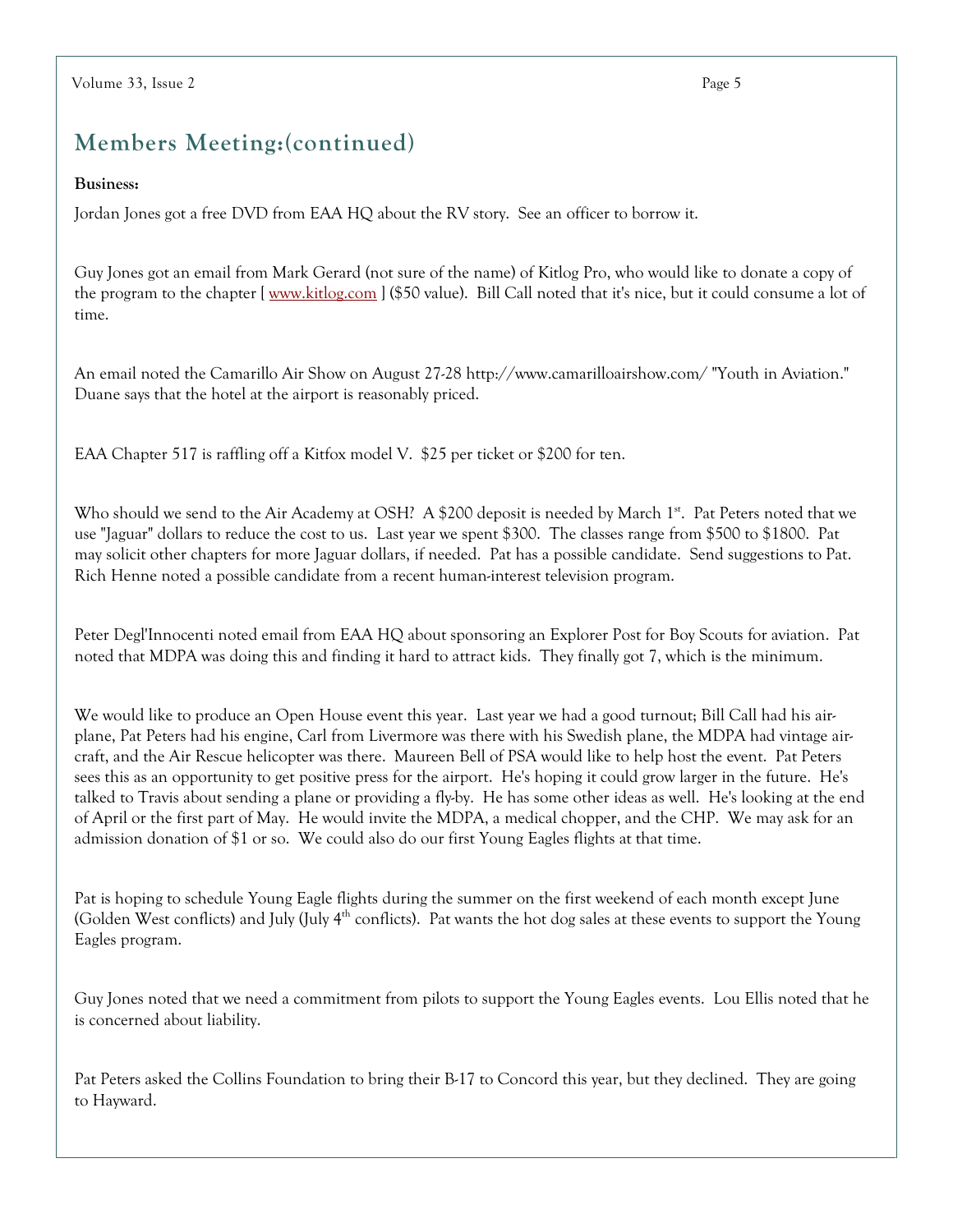## Members Meeting:(continued)

**Business:**

Jordan Jones got a free DVD from EAA HQ about the RV story. See an officer to borrow it.

Guy Jones got an email from Mark Gerard (not sure of the name) of Kitlog Pro, who would like to donate a copy of the program to the chapter [ www.kitlog.com ] ($50 value). Bill Call noted that it's nice, but it could consume a lot of time.

An email noted the Camarillo Air Show on August 27-28 http://www.camarilloairshow.com/ "Youth in Aviation." Duane says that the hotel at the airport is reasonably priced.

EAA Chapter 517 is raffling off a Kitfox model V. $25 per ticket or $200 for ten.

Who should we send to the Air Academy at OSH? A $200 deposit is needed by March 1st. Pat Peters noted that we use "Jaguar" dollars to reduce the cost to us. Last year we spent $300. The classes range from $500 to $1800. Pat may solicit other chapters for more Jaguar dollars, if needed. Pat has a possible candidate. Send suggestions to Pat. Rich Henne noted a possible candidate from a recent human-interest television program.

Peter Degl'Innocenti noted email from EAA HQ about sponsoring an Explorer Post for Boy Scouts for aviation. Pat noted that MDPA was doing this and finding it hard to attract kids. They finally got 7, which is the minimum.

We would like to produce an Open House event this year. Last year we had a good turnout; Bill Call had his airplane, Pat Peters had his engine, Carl from Livermore was there with his Swedish plane, the MDPA had vintage aircraft, and the Air Rescue helicopter was there. Maureen Bell of PSA would like to help host the event. Pat Peters sees this as an opportunity to get positive press for the airport. He's hoping it could grow larger in the future. He's talked to Travis about sending a plane or providing a fly-by. He has some other ideas as well. He's looking at the end of April or the first part of May. He would invite the MDPA, a medical chopper, and the CHP. We may ask for an admission donation of $1 or so. We could also do our first Young Eagles flights at that time.

Pat is hoping to schedule Young Eagle flights during the summer on the first weekend of each month except June (Golden West conflicts) and July (July 4th conflicts). Pat wants the hot dog sales at these events to support the Young Eagles program.

Guy Jones noted that we need a commitment from pilots to support the Young Eagles events. Lou Ellis noted that he is concerned about liability.

Pat Peters asked the Collins Foundation to bring their B-17 to Concord this year, but they declined. They are going to Hayward.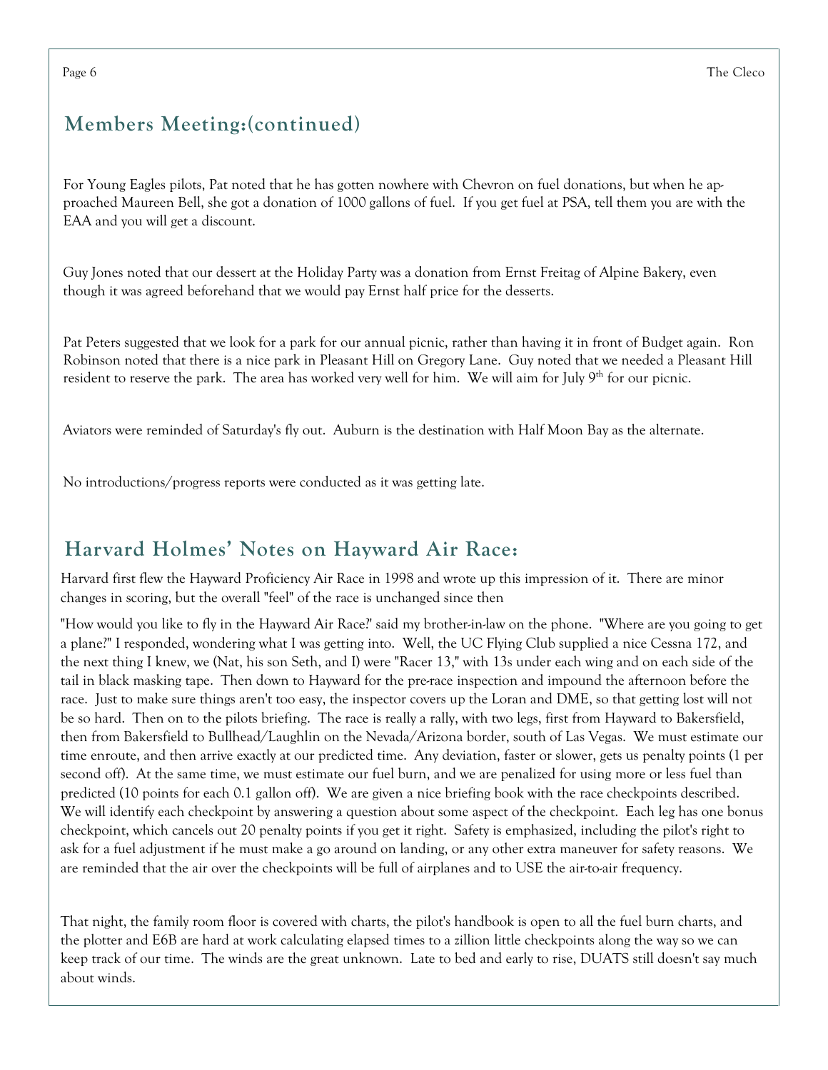## Members Meeting:(continued)

For Young Eagles pilots, Pat noted that he has gotten nowhere with Chevron on fuel donations, but when he approached Maureen Bell, she got a donation of 1000 gallons of fuel. If you get fuel at PSA, tell them you are with the EAA and you will get a discount.

Guy Jones noted that our dessert at the Holiday Party was a donation from Ernst Freitag of Alpine Bakery, even though it was agreed beforehand that we would pay Ernst half price for the desserts.

Pat Peters suggested that we look for a park for our annual picnic, rather than having it in front of Budget again. Ron Robinson noted that there is a nice park in Pleasant Hill on Gregory Lane. Guy noted that we needed a Pleasant Hill resident to reserve the park. The area has worked very well for him. We will aim for July 9th for our picnic.

Aviators were reminded of Saturday's fly out. Auburn is the destination with Half Moon Bay as the alternate.

No introductions/progress reports were conducted as it was getting late.

## Harvard Holmes' Notes on Hayward Air Race:

Harvard first flew the Hayward Proficiency Air Race in 1998 and wrote up this impression of it. There are minor changes in scoring, but the overall "feel" of the race is unchanged since then

"How would you like to fly in the Hayward Air Race?" said my brother-in-law on the phone. "Where are you going to get a plane?" I responded, wondering what I was getting into. Well, the UC Flying Club supplied a nice Cessna 172, and the next thing I knew, we (Nat, his son Seth, and I) were "Racer 13," with 13s under each wing and on each side of the tail in black masking tape. Then down to Hayward for the pre-race inspection and impound the afternoon before the race. Just to make sure things aren't too easy, the inspector covers up the Loran and DME, so that getting lost will not be so hard. Then on to the pilots briefing. The race is really a rally, with two legs, first from Hayward to Bakersfield, then from Bakersfield to Bullhead/Laughlin on the Nevada/Arizona border, south of Las Vegas. We must estimate our time enroute, and then arrive exactly at our predicted time. Any deviation, faster or slower, gets us penalty points (1 per second off). At the same time, we must estimate our fuel burn, and we are penalized for using more or less fuel than predicted (10 points for each 0.1 gallon off). We are given a nice briefing book with the race checkpoints described. We will identify each checkpoint by answering a question about some aspect of the checkpoint. Each leg has one bonus checkpoint, which cancels out 20 penalty points if you get it right. Safety is emphasized, including the pilot's right to ask for a fuel adjustment if he must make a go around on landing, or any other extra maneuver for safety reasons. We are reminded that the air over the checkpoints will be full of airplanes and to USE the air-to-air frequency.

That night, the family room floor is covered with charts, the pilot's handbook is open to all the fuel burn charts, and the plotter and E6B are hard at work calculating elapsed times to a zillion little checkpoints along the way so we can keep track of our time. The winds are the great unknown. Late to bed and early to rise, DUATS still doesn't say much about winds.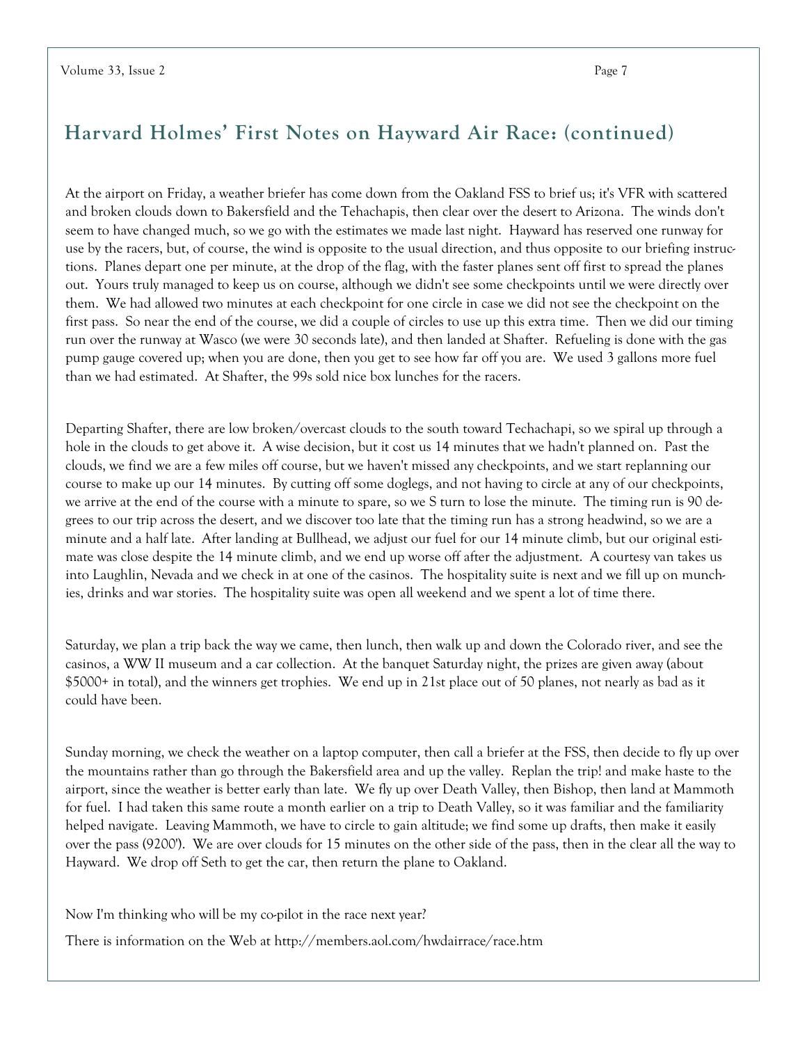## Harvard Holmes' First Notes on Hayward Air Race: (continued)

At the airport on Friday, a weather briefer has come down from the Oakland FSS to brief us; it's VFR with scattered and broken clouds down to Bakersfield and the Tehachapis, then clear over the desert to Arizona. The winds don't seem to have changed much, so we go with the estimates we made last night. Hayward has reserved one runway for use by the racers, but, of course, the wind is opposite to the usual direction, and thus opposite to our briefing instructions. Planes depart one per minute, at the drop of the flag, with the faster planes sent off first to spread the planes out. Yours truly managed to keep us on course, although we didn't see some checkpoints until we were directly over them. We had allowed two minutes at each checkpoint for one circle in case we did not see the checkpoint on the first pass. So near the end of the course, we did a couple of circles to use up this extra time. Then we did our timing run over the runway at Wasco (we were 30 seconds late), and then landed at Shafter. Refueling is done with the gas pump gauge covered up; when you are done, then you get to see how far off you are. We used 3 gallons more fuel than we had estimated. At Shafter, the 99s sold nice box lunches for the racers.

Departing Shafter, there are low broken/overcast clouds to the south toward Techachapi, so we spiral up through a hole in the clouds to get above it. A wise decision, but it cost us 14 minutes that we hadn't planned on. Past the clouds, we find we are a few miles off course, but we haven't missed any checkpoints, and we start replanning our course to make up our 14 minutes. By cutting off some doglegs, and not having to circle at any of our checkpoints, we arrive at the end of the course with a minute to spare, so we S turn to lose the minute. The timing run is 90 degrees to our trip across the desert, and we discover too late that the timing run has a strong headwind, so we are a minute and a half late. After landing at Bullhead, we adjust our fuel for our 14 minute climb, but our original estimate was close despite the 14 minute climb, and we end up worse off after the adjustment. A courtesy van takes us into Laughlin, Nevada and we check in at one of the casinos. The hospitality suite is next and we fill up on munchies, drinks and war stories. The hospitality suite was open all weekend and we spent a lot of time there.

Saturday, we plan a trip back the way we came, then lunch, then walk up and down the Colorado river, and see the casinos, a WW II museum and a car collection. At the banquet Saturday night, the prizes are given away (about $5000+ in total), and the winners get trophies. We end up in 21st place out of 50 planes, not nearly as bad as it could have been.

Sunday morning, we check the weather on a laptop computer, then call a briefer at the FSS, then decide to fly up over the mountains rather than go through the Bakersfield area and up the valley. Replan the trip! and make haste to the airport, since the weather is better early than late. We fly up over Death Valley, then Bishop, then land at Mammoth for fuel. I had taken this same route a month earlier on a trip to Death Valley, so it was familiar and the familiarity helped navigate. Leaving Mammoth, we have to circle to gain altitude; we find some up drafts, then make it easily over the pass (9200'). We are over clouds for 15 minutes on the other side of the pass, then in the clear all the way to Hayward. We drop off Seth to get the car, then return the plane to Oakland.

Now I'm thinking who will be my co-pilot in the race next year?

There is information on the Web at http://members.aol.com/hwdairrace/race.htm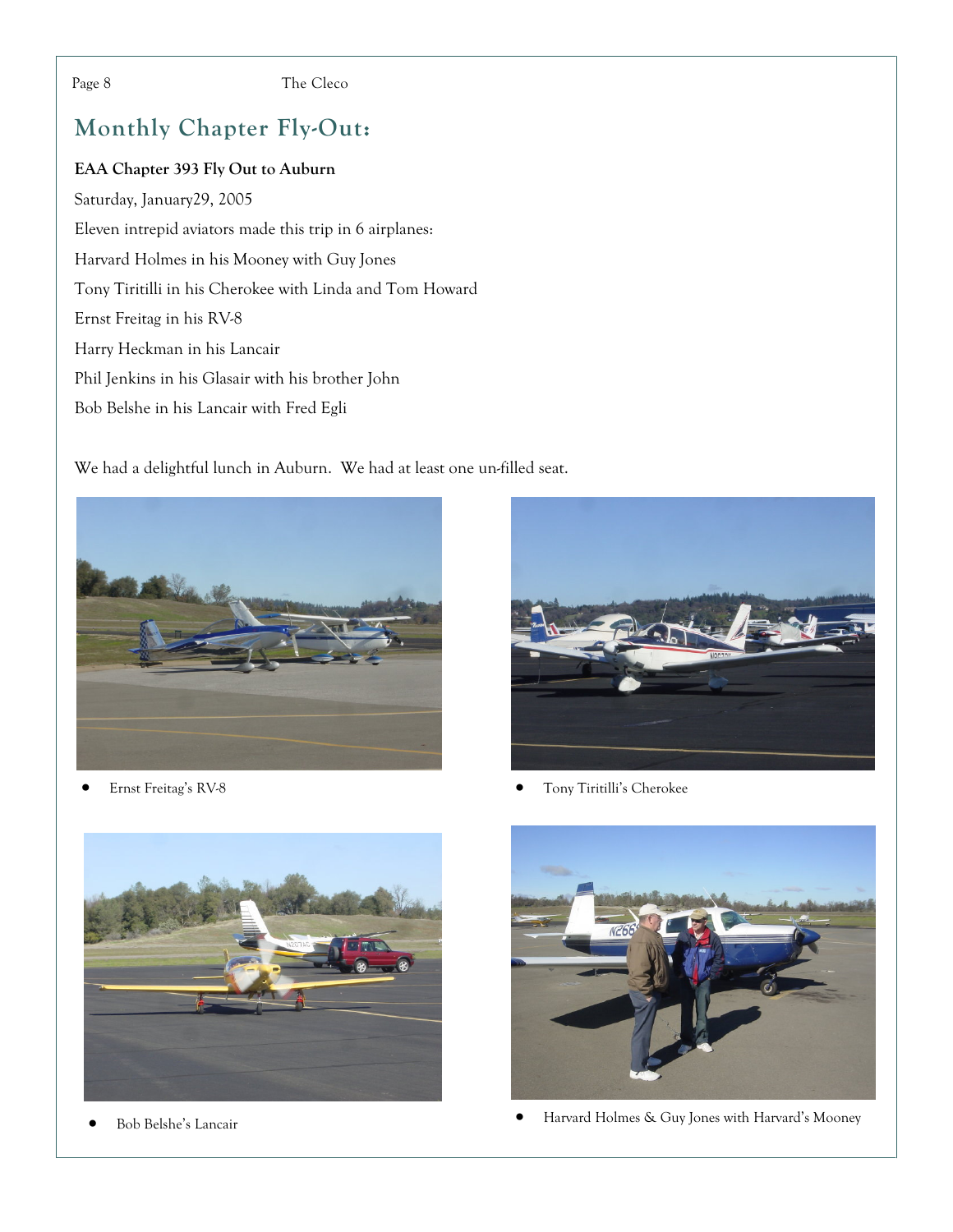## Monthly Chapter Fly-Out:

**EAA Chapter 393 Fly Out to Auburn**

Saturday, January29, 2005

Eleven intrepid aviators made this trip in 6 airplanes:

Harvard Holmes in his Mooney with Guy Jones

Tony Tiritilli in his Cherokee with Linda and Tom Howard

Ernst Freitag in his RV-8

Harry Heckman in his Lancair

Phil Jenkins in his Glasair with his brother John

Bob Belshe in his Lancair with Fred Egli

We had a delightful lunch in Auburn. We had at least one un-filled seat.

- Ernst Freitag's RV-8

- Tony Tiritilli's Cherokee

- Bob Belshe's Lancair

- Harvard Holmes & Guy Jones with Harvard's Mooney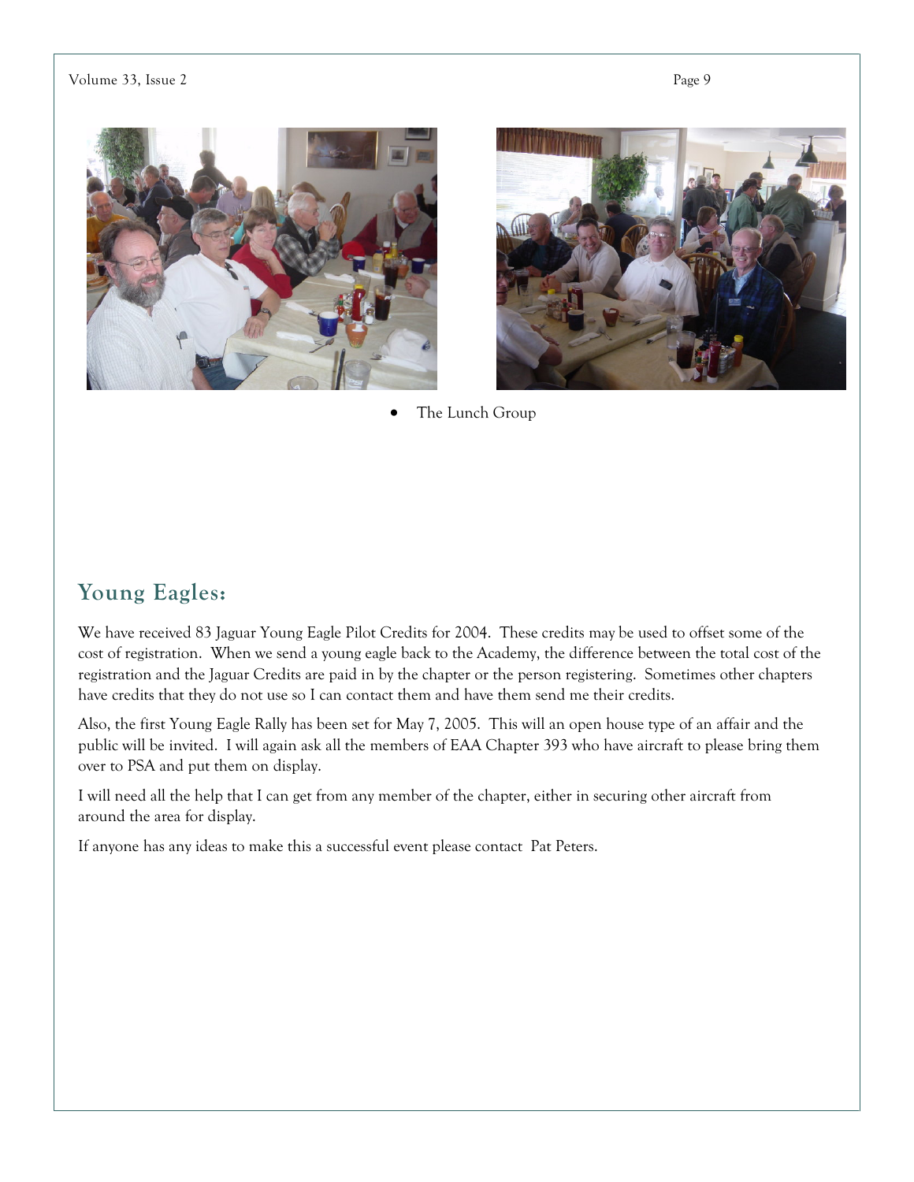- The Lunch Group

## Young Eagles:

We have received 83 Jaguar Young Eagle Pilot Credits for 2004. These credits may be used to offset some of the cost of registration. When we send a young eagle back to the Academy, the difference between the total cost of the registration and the Jaguar Credits are paid in by the chapter or the person registering. Sometimes other chapters have credits that they do not use so I can contact them and have them send me their credits.

Also, the first Young Eagle Rally has been set for May 7, 2005. This will an open house type of an affair and the public will be invited. I will again ask all the members of EAA Chapter 393 who have aircraft to please bring them over to PSA and put them on display.

I will need all the help that I can get from any member of the chapter, either in securing other aircraft from around the area for display.

If anyone has any ideas to make this a successful event please contact Pat Peters.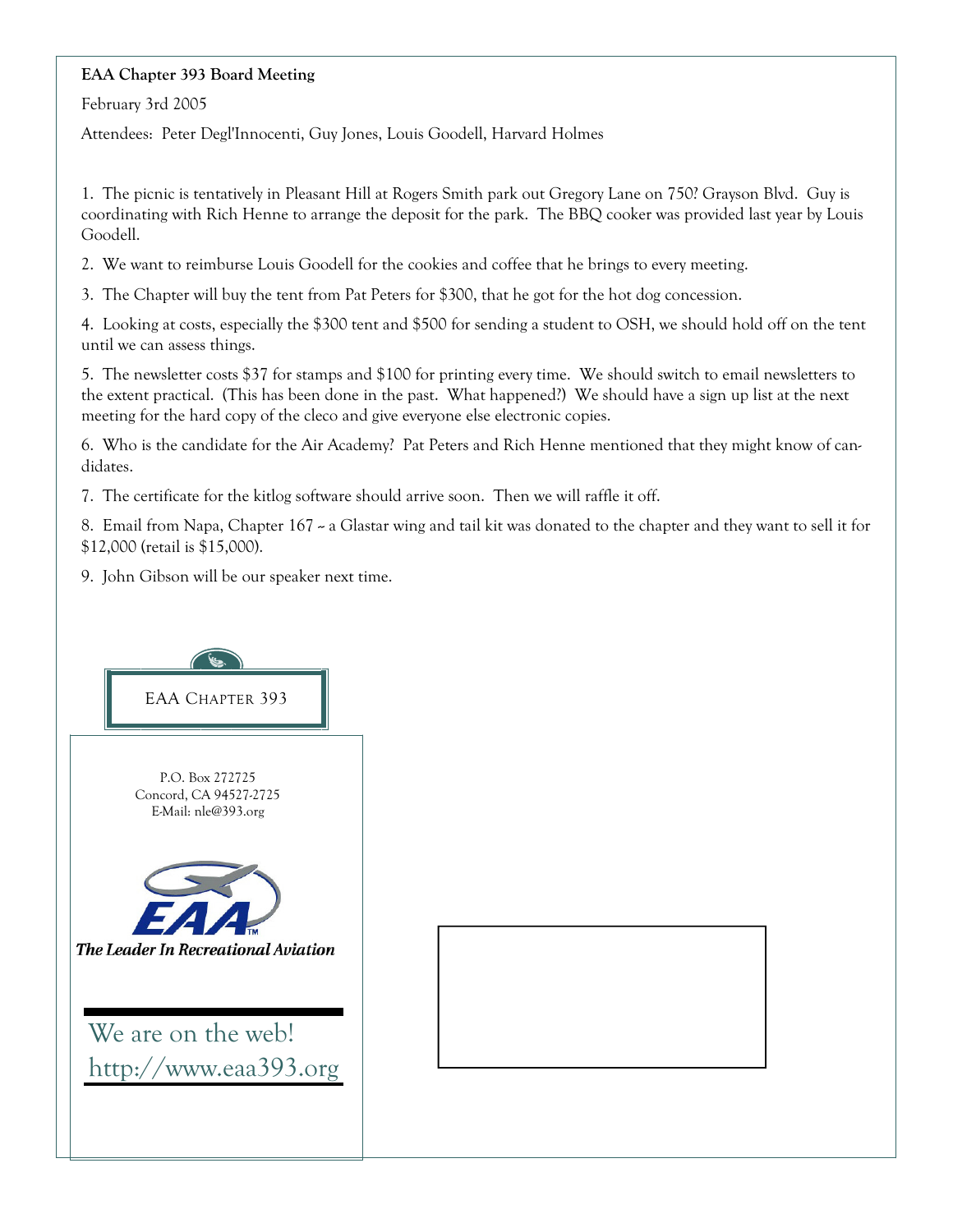**EAA Chapter 393 Board Meeting**

February 3rd 2005

Attendees: Peter Degl'Innocenti, Guy Jones, Louis Goodell, Harvard Holmes

1. The picnic is tentatively in Pleasant Hill at Rogers Smith park out Gregory Lane on 750? Grayson Blvd. Guy is coordinating with Rich Henne to arrange the deposit for the park. The BBQ cooker was provided last year by Louis Goodell.

2. We want to reimburse Louis Goodell for the cookies and coffee that he brings to every meeting.

3. The Chapter will buy the tent from Pat Peters for $300, that he got for the hot dog concession.

4. Looking at costs, especially the $300 tent and $500 for sending a student to OSH, we should hold off on the tent until we can assess things.

5. The newsletter costs $37 for stamps and $100 for printing every time. We should switch to email newsletters to the extent practical. (This has been done in the past. What happened?) We should have a sign up list at the next meeting for the hard copy of the cleco and give everyone else electronic copies.

6. Who is the candidate for the Air Academy? Pat Peters and Rich Henne mentioned that they might know of candidates.

7. The certificate for the kitlog software should arrive soon. Then we will raffle it off.

8. Email from Napa, Chapter 167 -- a Glastar wing and tail kit was donated to the chapter and they want to sell it for $12,000 (retail is $15,000).

9. John Gibson will be our speaker next time.

EAA CHAPTER 393

P.O. Box 272725
Concord, CA 94527-2725
E-Mail: nle@393.org

EAA
*The Leader In Recreational Aviation*

We are on the web!
http://www.eaa393.org